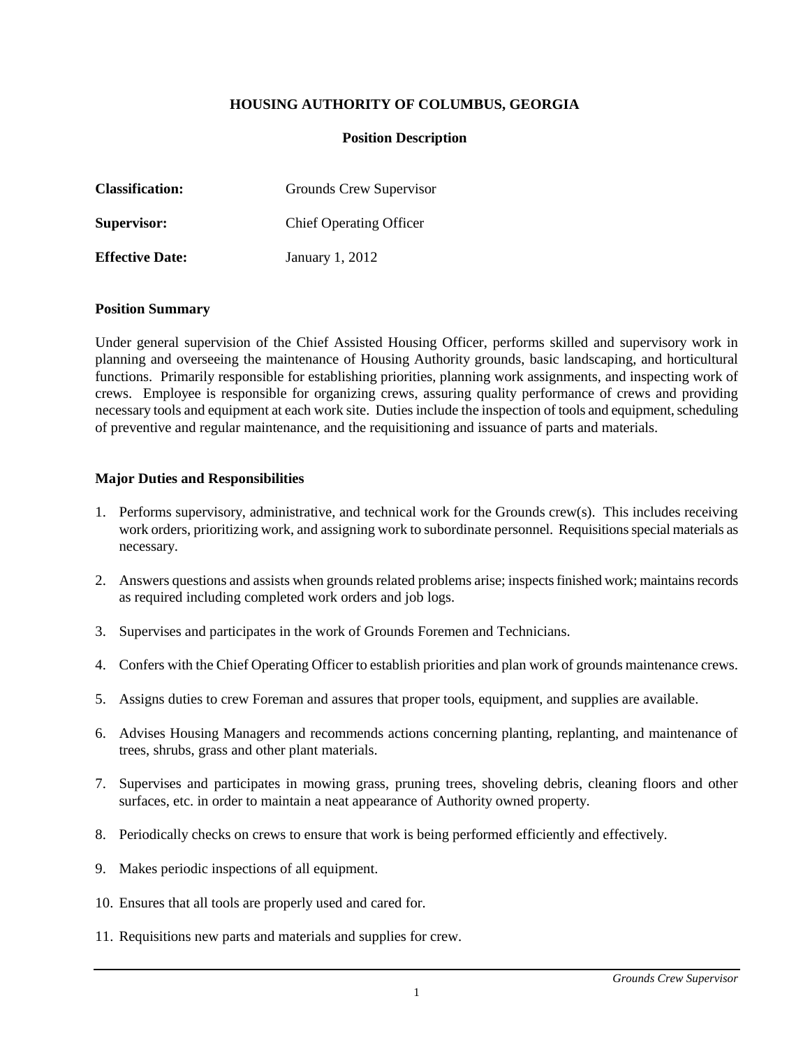# HOUSING AUTHORITY OF COLUMBUS, GEORGIA

## Position Description

| | |
|---|---|
| **Classification:** | Grounds Crew Supervisor |
| **Supervisor:** | Chief Operating Officer |
| **Effective Date:** | January 1, 2012 |

### Position Summary

Under general supervision of the Chief Assisted Housing Officer, performs skilled and supervisory work in planning and overseeing the maintenance of Housing Authority grounds, basic landscaping, and horticultural functions. Primarily responsible for establishing priorities, planning work assignments, and inspecting work of crews. Employee is responsible for organizing crews, assuring quality performance of crews and providing necessary tools and equipment at each work site. Duties include the inspection of tools and equipment, scheduling of preventive and regular maintenance, and the requisitioning and issuance of parts and materials.

### Major Duties and Responsibilities

1. Performs supervisory, administrative, and technical work for the Grounds crew(s). This includes receiving work orders, prioritizing work, and assigning work to subordinate personnel. Requisitions special materials as necessary.
2. Answers questions and assists when grounds related problems arise; inspects finished work; maintains records as required including completed work orders and job logs.
3. Supervises and participates in the work of Grounds Foremen and Technicians.
4. Confers with the Chief Operating Officer to establish priorities and plan work of grounds maintenance crews.
5. Assigns duties to crew Foreman and assures that proper tools, equipment, and supplies are available.
6. Advises Housing Managers and recommends actions concerning planting, replanting, and maintenance of trees, shrubs, grass and other plant materials.
7. Supervises and participates in mowing grass, pruning trees, shoveling debris, cleaning floors and other surfaces, etc. in order to maintain a neat appearance of Authority owned property.
8. Periodically checks on crews to ensure that work is being performed efficiently and effectively.
9. Makes periodic inspections of all equipment.
10. Ensures that all tools are properly used and cared for.
11. Requisitions new parts and materials and supplies for crew.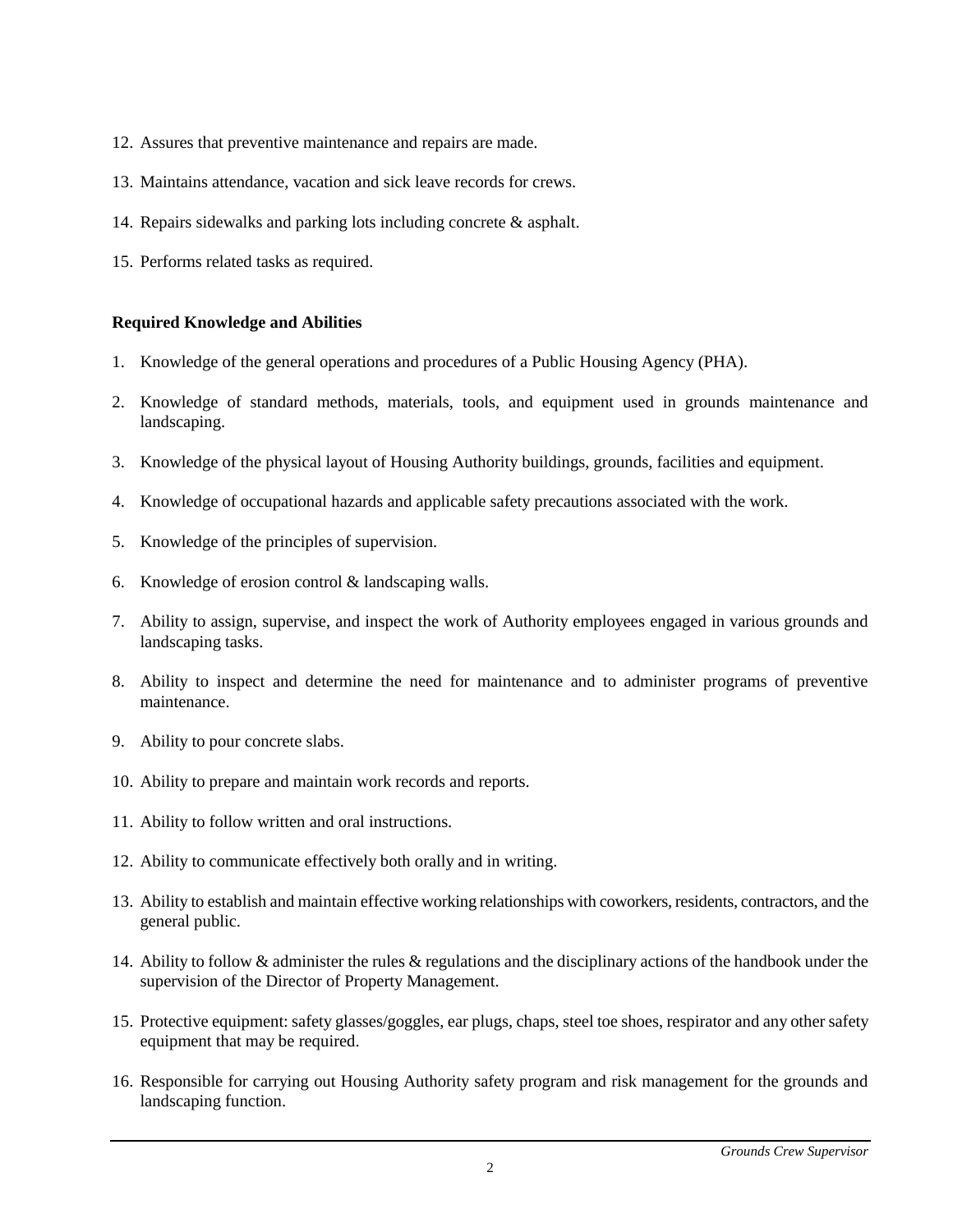12. Assures that preventive maintenance and repairs are made.

13. Maintains attendance, vacation and sick leave records for crews.

14. Repairs sidewalks and parking lots including concrete & asphalt.

15. Performs related tasks as required.

**Required Knowledge and Abilities**

1. Knowledge of the general operations and procedures of a Public Housing Agency (PHA).

2. Knowledge of standard methods, materials, tools, and equipment used in grounds maintenance and landscaping.

3. Knowledge of the physical layout of Housing Authority buildings, grounds, facilities and equipment.

4. Knowledge of occupational hazards and applicable safety precautions associated with the work.

5. Knowledge of the principles of supervision.

6. Knowledge of erosion control & landscaping walls.

7. Ability to assign, supervise, and inspect the work of Authority employees engaged in various grounds and landscaping tasks.

8. Ability to inspect and determine the need for maintenance and to administer programs of preventive maintenance.

9. Ability to pour concrete slabs.

10. Ability to prepare and maintain work records and reports.

11. Ability to follow written and oral instructions.

12. Ability to communicate effectively both orally and in writing.

13. Ability to establish and maintain effective working relationships with coworkers, residents, contractors, and the general public.

14. Ability to follow & administer the rules & regulations and the disciplinary actions of the handbook under the supervision of the Director of Property Management.

15. Protective equipment: safety glasses/goggles, ear plugs, chaps, steel toe shoes, respirator and any other safety equipment that may be required.

16. Responsible for carrying out Housing Authority safety program and risk management for the grounds and landscaping function.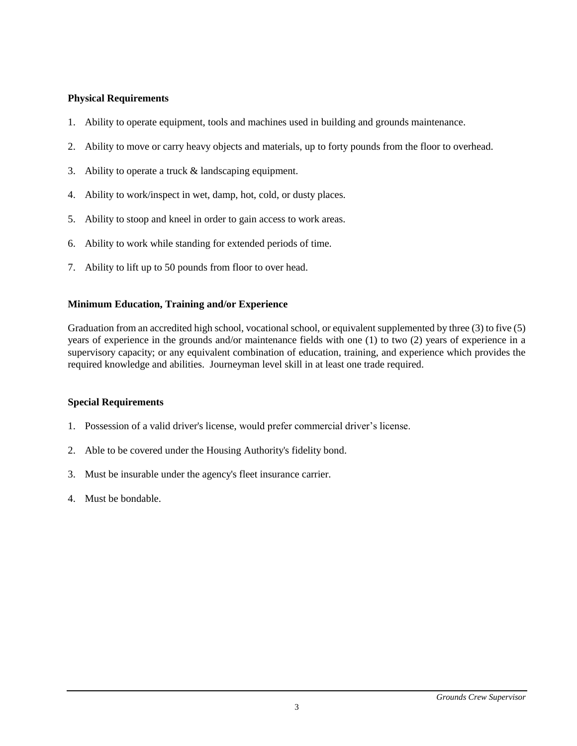**Physical Requirements**

1. Ability to operate equipment, tools and machines used in building and grounds maintenance.

2. Ability to move or carry heavy objects and materials, up to forty pounds from the floor to overhead.

3. Ability to operate a truck & landscaping equipment.

4. Ability to work/inspect in wet, damp, hot, cold, or dusty places.

5. Ability to stoop and kneel in order to gain access to work areas.

6. Ability to work while standing for extended periods of time.

7. Ability to lift up to 50 pounds from floor to over head.

**Minimum Education, Training and/or Experience**

Graduation from an accredited high school, vocational school, or equivalent supplemented by three (3) to five (5) years of experience in the grounds and/or maintenance fields with one (1) to two (2) years of experience in a supervisory capacity; or any equivalent combination of education, training, and experience which provides the required knowledge and abilities. Journeyman level skill in at least one trade required.

**Special Requirements**

1. Possession of a valid driver's license, would prefer commercial driver's license.

2. Able to be covered under the Housing Authority's fidelity bond.

3. Must be insurable under the agency's fleet insurance carrier.

4. Must be bondable.